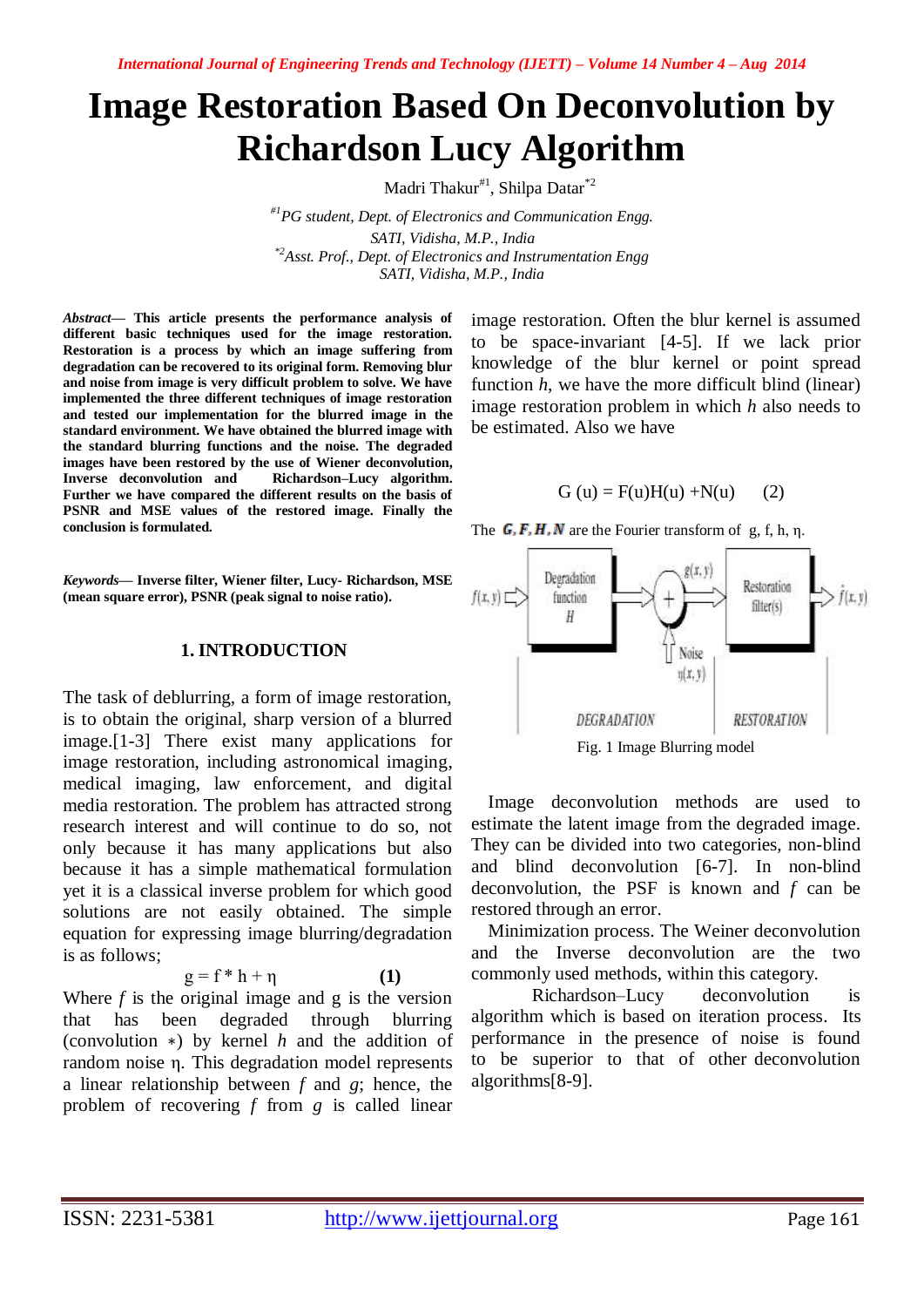# Image Restoration Based On Deconvolution by Richardson Lucy Algorithm

Madri Thakur[#1], Shilpa Datar[*2]

[#1]*PG student, Dept. of Electronics and Communication Engg.*
*SATI, Vidisha, M.P., India*
[*2]*Asst. Prof., Dept. of Electronics and Instrumentation Engg*
*SATI, Vidisha, M.P., India*

***Abstract*— This article presents the performance analysis of different basic techniques used for the image restoration. Restoration is a process by which an image suffering from degradation can be recovered to its original form. Removing blur and noise from image is very difficult problem to solve. We have implemented the three different techniques of image restoration and tested our implementation for the blurred image in the standard environment. We have obtained the blurred image with the standard blurring functions and the noise. The degraded images have been restored by the use of Wiener deconvolution, Inverse deconvolution and Richardson–Lucy algorithm. Further we have compared the different results on the basis of PSNR and MSE values of the restored image. Finally the conclusion is formulated.**

***Keywords*— Inverse filter, Wiener filter, Lucy- Richardson, MSE (mean square error), PSNR (peak signal to noise ratio).**

## 1. INTRODUCTION

The task of deblurring, a form of image restoration, is to obtain the original, sharp version of a blurred image.[1-3] There exist many applications for image restoration, including astronomical imaging, medical imaging, law enforcement, and digital media restoration. The problem has attracted strong research interest and will continue to do so, not only because it has many applications but also because it has a simple mathematical formulation yet it is a classical inverse problem for which good solutions are not easily obtained. The simple equation for expressing image blurring/degradation is as follows;

$$g = f * h + \eta \qquad \textbf{(1)}$$

Where $f$ is the original image and g is the version that has been degraded through blurring (convolution $*$) by kernel $h$ and the addition of random noise $\eta$. This degradation model represents a linear relationship between $f$ and $g$; hence, the problem of recovering $f$ from $g$ is called linear image restoration. Often the blur kernel is assumed to be space-invariant [4-5]. If we lack prior knowledge of the blur kernel or point spread function $h$, we have the more difficult blind (linear) image restoration problem in which $h$ also needs to be estimated. Also we have

$$G(u) = F(u)H(u) + N(u) \qquad (2)$$

The $\boldsymbol{G, F, H, N}$ are the Fourier transform of g, f, h, $\eta$.

Fig. 1 Image Blurring model

Image deconvolution methods are used to estimate the latent image from the degraded image. They can be divided into two categories, non-blind and blind deconvolution [6-7]. In non-blind deconvolution, the PSF is known and $f$ can be restored through an error.

Minimization process. The Weiner deconvolution and the Inverse deconvolution are the two commonly used methods, within this category.

Richardson–Lucy deconvolution is algorithm which is based on iteration process. Its performance in the presence of noise is found to be superior to that of other deconvolution algorithms[8-9].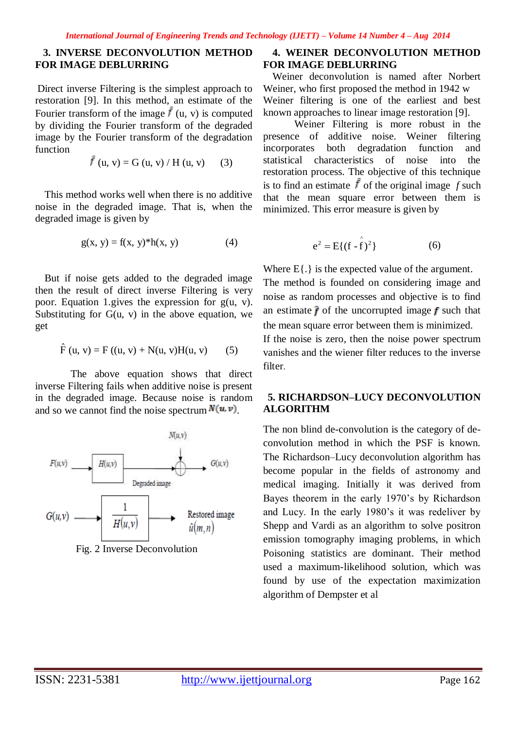## 3. INVERSE DECONVOLUTION METHOD FOR IMAGE DEBLURRING

Direct inverse Filtering is the simplest approach to restoration [9]. In this method, an estimate of the Fourier transform of the image $\hat{f}$ (u, v) is computed by dividing the Fourier transform of the degraded image by the Fourier transform of the degradation function

$$\hat{f}(u, v) = G(u, v) / H(u, v) \quad (3)$$

This method works well when there is no additive noise in the degraded image. That is, when the degraded image is given by

$$g(x, y) = f(x, y)*h(x, y) \quad (4)$$

But if noise gets added to the degraded image then the result of direct inverse Filtering is very poor. Equation 1.gives the expression for g(u, v). Substituting for G(u, v) in the above equation, we get

$$\hat{F}(u, v) = F((u, v) + N(u, v)H(u, v) \quad (5)$$

The above equation shows that direct inverse Filtering fails when additive noise is present in the degraded image. Because noise is random and so we cannot find the noise spectrum $N(u, v)$.

Fig. 2 Inverse Deconvolution

## 4. WEINER DECONVOLUTION METHOD FOR IMAGE DEBLURRING

Weiner deconvolution is named after Norbert Weiner, who first proposed the method in 1942 w Weiner filtering is one of the earliest and best known approaches to linear image restoration [9].

Weiner Filtering is more robust in the presence of additive noise. Weiner filtering incorporates both degradation function and statistical characteristics of noise into the restoration process. The objective of this technique is to find an estimate $\hat{f}$ of the original image $f$ such that the mean square error between them is minimized. This error measure is given by

$$e^2 = E\{(f - \hat{f})^2\} \quad (6)$$

Where E{.} is the expected value of the argument. The method is founded on considering image and noise as random processes and objective is to find an estimate $\hat{f}$ of the uncorrupted image $f$ such that the mean square error between them is minimized. If the noise is zero, then the noise power spectrum vanishes and the wiener filter reduces to the inverse filter.

## 5. RICHARDSON–LUCY DECONVOLUTION ALGORITHM

The non blind de-convolution is the category of de-convolution method in which the PSF is known. The Richardson–Lucy deconvolution algorithm has become popular in the fields of astronomy and medical imaging. Initially it was derived from Bayes theorem in the early 1970's by Richardson and Lucy. In the early 1980's it was redeliver by Shepp and Vardi as an algorithm to solve positron emission tomography imaging problems, in which Poisoning statistics are dominant. Their method used a maximum-likelihood solution, which was found by use of the expectation maximization algorithm of Dempster et al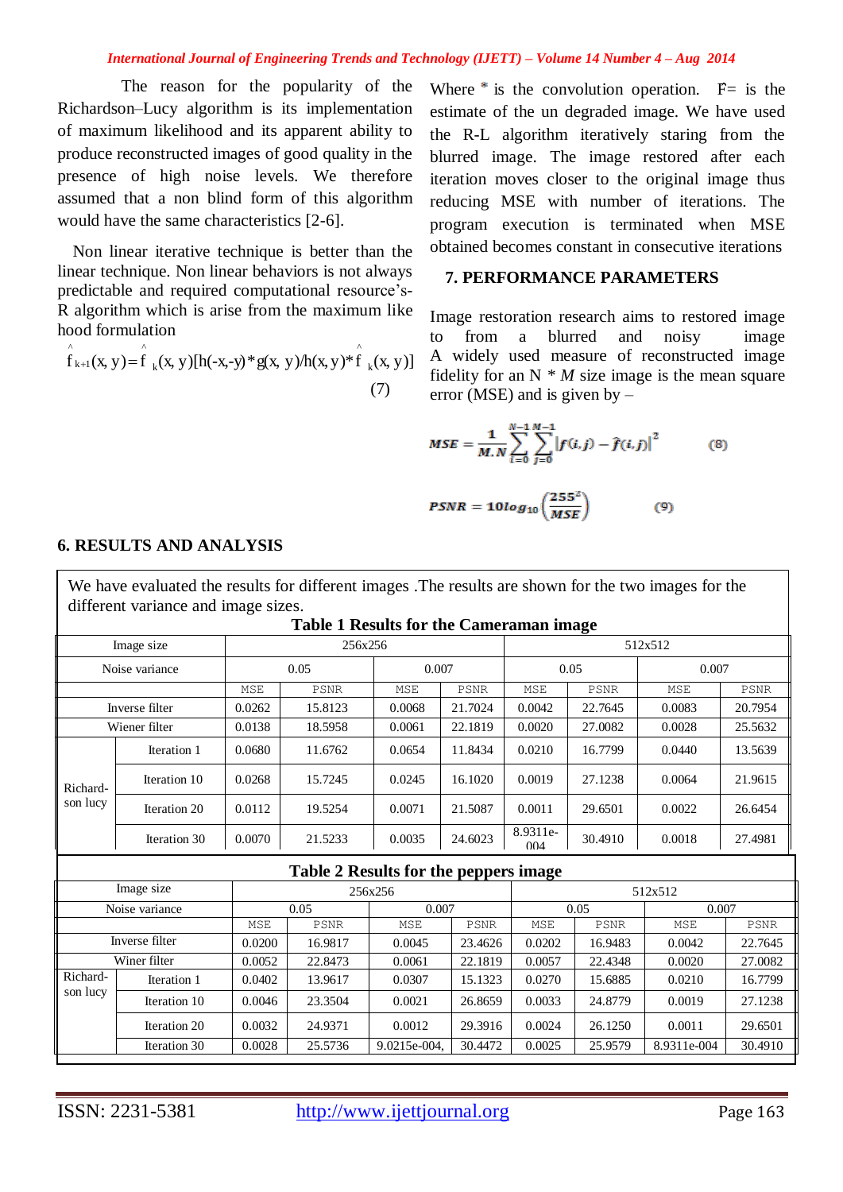The reason for the popularity of the Richardson–Lucy algorithm is its implementation of maximum likelihood and its apparent ability to produce reconstructed images of good quality in the presence of high noise levels. We therefore assumed that a non blind form of this algorithm would have the same characteristics [2-6].

Non linear iterative technique is better than the linear technique. Non linear behaviors is not always predictable and required computational resource's-R algorithm which is arise from the maximum like hood formulation

$$\hat{f}_{k+1}(x, y) = \hat{f}_k(x, y)[h(-x,-y) * g(x, y)/h(x, y) * \hat{f}_k(x, y)] \quad (7)$$

Where * is the convolution operation. $\hat{F}$= is the estimate of the un degraded image. We have used the R-L algorithm iteratively staring from the blurred image. The image restored after each iteration moves closer to the original image thus reducing MSE with number of iterations. The program execution is terminated when MSE obtained becomes constant in consecutive iterations

## 7. PERFORMANCE PARAMETERS

Image restoration research aims to restored image to from a blurred and noisy image A widely used measure of reconstructed image fidelity for an N * *M* size image is the mean square error (MSE) and is given by –

$$MSE = \frac{1}{M.N}\sum_{i=0}^{N-1}\sum_{j=0}^{M-1}|f(i,j) - \hat{f}(i,j)|^2 \quad (8)$$

$$PSNR = 10log_{10}\left(\frac{255^2}{MSE}\right) \quad (9)$$

## 6. RESULTS AND ANALYSIS

We have evaluated the results for different images .The results are shown for the two images for the different variance and image sizes.

**Table 1 Results for the Cameraman image**

| Image size | | 256x256 | | | | 512x512 | | | |
|---|---|---|---|---|---|---|---|---|---|
| Noise variance | | 0.05 | | 0.007 | | 0.05 | | 0.007 | |
| | | MSE | PSNR | MSE | PSNR | MSE | PSNR | MSE | PSNR |
| Inverse filter | | 0.0262 | 15.8123 | 0.0068 | 21.7024 | 0.0042 | 22.7645 | 0.0083 | 20.7954 |
| Wiener filter | | 0.0138 | 18.5958 | 0.0061 | 22.1819 | 0.0020 | 27.0082 | 0.0028 | 25.5632 |
| Richard-son lucy | Iteration 1 | 0.0680 | 11.6762 | 0.0654 | 11.8434 | 0.0210 | 16.7799 | 0.0440 | 13.5639 |
| | Iteration 10 | 0.0268 | 15.7245 | 0.0245 | 16.1020 | 0.0019 | 27.1238 | 0.0064 | 21.9615 |
| | Iteration 20 | 0.0112 | 19.5254 | 0.0071 | 21.5087 | 0.0011 | 29.6501 | 0.0022 | 26.6454 |
| | Iteration 30 | 0.0070 | 21.5233 | 0.0035 | 24.6023 | 8.9311e-004 | 30.4910 | 0.0018 | 27.4981 |

**Table 2 Results for the peppers image**

| Image size | | 256x256 | | | | 512x512 | | | |
|---|---|---|---|---|---|---|---|---|---|
| Noise variance | | 0.05 | | 0.007 | | 0.05 | | 0.007 | |
| | | MSE | PSNR | MSE | PSNR | MSE | PSNR | MSE | PSNR |
| Inverse filter | | 0.0200 | 16.9817 | 0.0045 | 23.4626 | 0.0202 | 16.9483 | 0.0042 | 22.7645 |
| Winer filter | | 0.0052 | 22.8473 | 0.0061 | 22.1819 | 0.0057 | 22.4348 | 0.0020 | 27.0082 |
| Richard-son lucy | Iteration 1 | 0.0402 | 13.9617 | 0.0307 | 15.1323 | 0.0270 | 15.6885 | 0.0210 | 16.7799 |
| | Iteration 10 | 0.0046 | 23.3504 | 0.0021 | 26.8659 | 0.0033 | 24.8779 | 0.0019 | 27.1238 |
| | Iteration 20 | 0.0032 | 24.9371 | 0.0012 | 29.3916 | 0.0024 | 26.1250 | 0.0011 | 29.6501 |
| | Iteration 30 | 0.0028 | 25.5736 | 9.0215e-004, | 30.4472 | 0.0025 | 25.9579 | 8.9311e-004 | 30.4910 |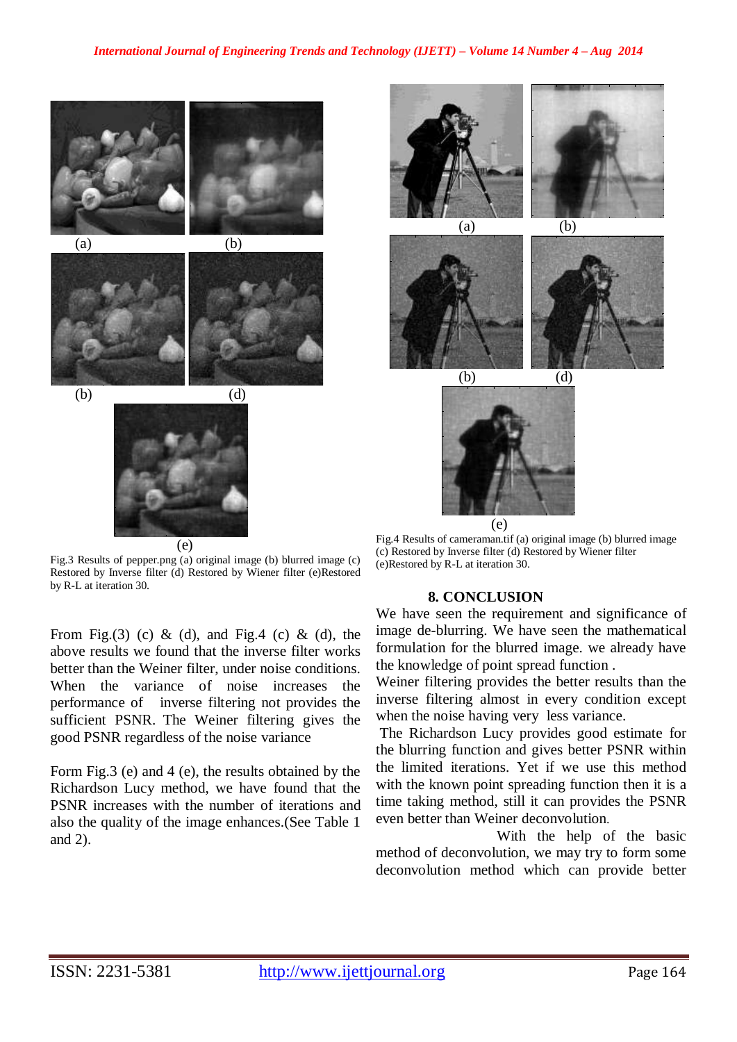(a) (b)

(b) (d)

(e)

Fig.3 Results of pepper.png (a) original image (b) blurred image (c) Restored by Inverse filter (d) Restored by Wiener filter (e)Restored by R-L at iteration 30.

From Fig.(3) (c) & (d), and Fig.4 (c) & (d), the above results we found that the inverse filter works better than the Weiner filter, under noise conditions. When the variance of noise increases the performance of inverse filtering not provides the sufficient PSNR. The Weiner filtering gives the good PSNR regardless of the noise variance

Form Fig.3 (e) and 4 (e), the results obtained by the Richardson Lucy method, we have found that the PSNR increases with the number of iterations and also the quality of the image enhances.(See Table 1 and 2).

(a) (b)

(b) (d)

(e)

Fig.4 Results of cameraman.tif (a) original image (b) blurred image (c) Restored by Inverse filter (d) Restored by Wiener filter (e)Restored by R-L at iteration 30.

## 8. CONCLUSION

We have seen the requirement and significance of image de-blurring. We have seen the mathematical formulation for the blurred image. we already have the knowledge of point spread function .

Weiner filtering provides the better results than the inverse filtering almost in every condition except when the noise having very less variance.

The Richardson Lucy provides good estimate for the blurring function and gives better PSNR within the limited iterations. Yet if we use this method with the known point spreading function then it is a time taking method, still it can provides the PSNR even better than Weiner deconvolution.

With the help of the basic method of deconvolution, we may try to form some deconvolution method which can provide better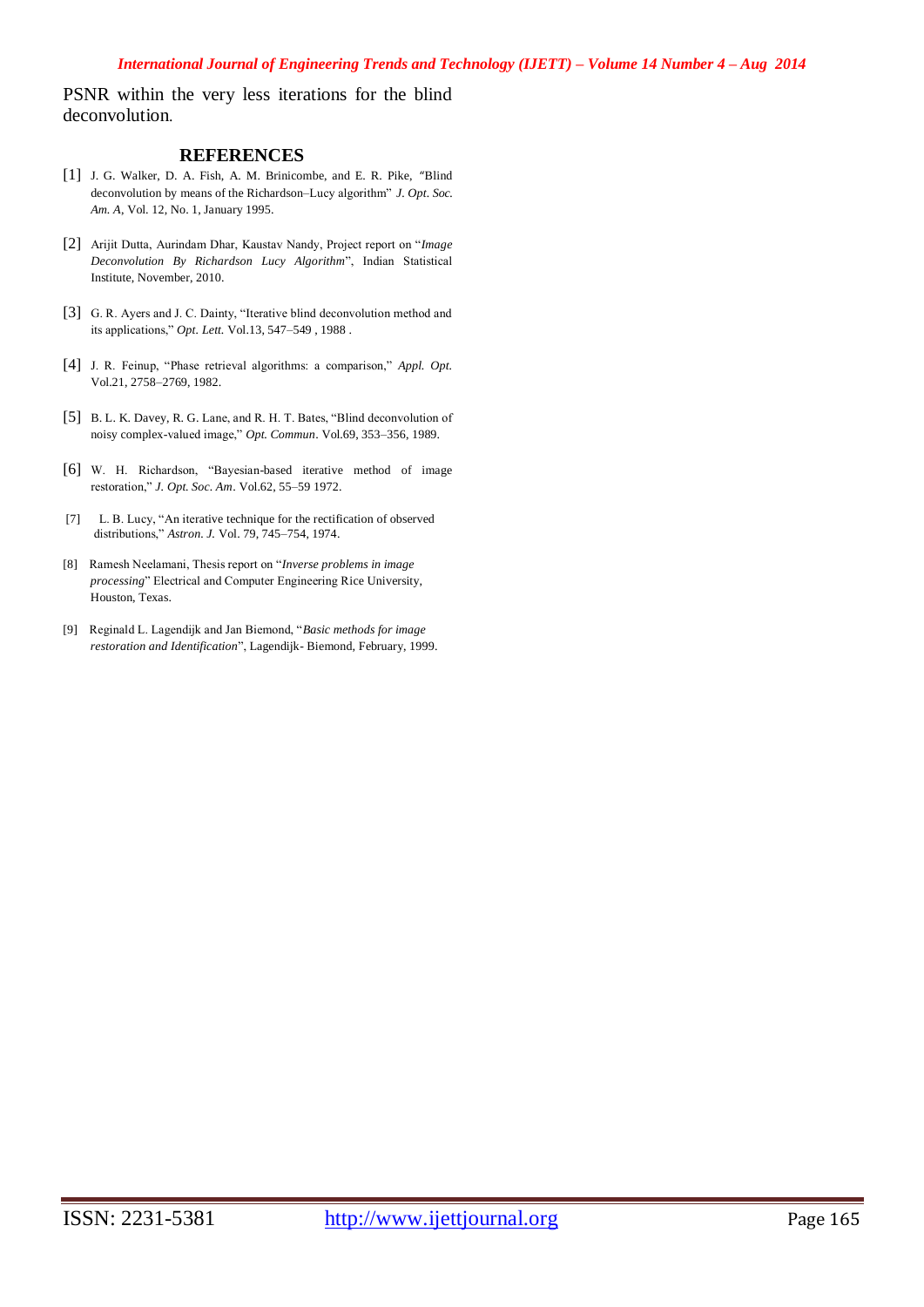PSNR within the very less iterations for the blind deconvolution.

## REFERENCES

[1] J. G. Walker, D. A. Fish, A. M. Brinicombe, and E. R. Pike, "Blind deconvolution by means of the Richardson–Lucy algorithm" *J. Opt. Soc. Am. A*, Vol. 12, No. 1, January 1995.

[2] Arijit Dutta, Aurindam Dhar, Kaustav Nandy, Project report on "*Image Deconvolution By Richardson Lucy Algorithm*", Indian Statistical Institute, November, 2010.

[3] G. R. Ayers and J. C. Dainty, "Iterative blind deconvolution method and its applications," *Opt. Lett.* Vol.13, 547–549 , 1988 .

[4] J. R. Feinup, "Phase retrieval algorithms: a comparison," *Appl. Opt.* Vol.21, 2758–2769, 1982.

[5] B. L. K. Davey, R. G. Lane, and R. H. T. Bates, "Blind deconvolution of noisy complex-valued image," *Opt. Commun*. Vol.69, 353–356, 1989.

[6] W. H. Richardson, "Bayesian-based iterative method of image restoration," *J. Opt. Soc. Am*. Vol.62, 55–59 1972.

[7] L. B. Lucy, "An iterative technique for the rectification of observed distributions," *Astron. J.* Vol. 79, 745–754, 1974.

[8] Ramesh Neelamani, Thesis report on "*Inverse problems in image processing*" Electrical and Computer Engineering Rice University, Houston, Texas.

[9] Reginald L. Lagendijk and Jan Biemond, "*Basic methods for image restoration and Identification*", Lagendijk- Biemond, February, 1999.